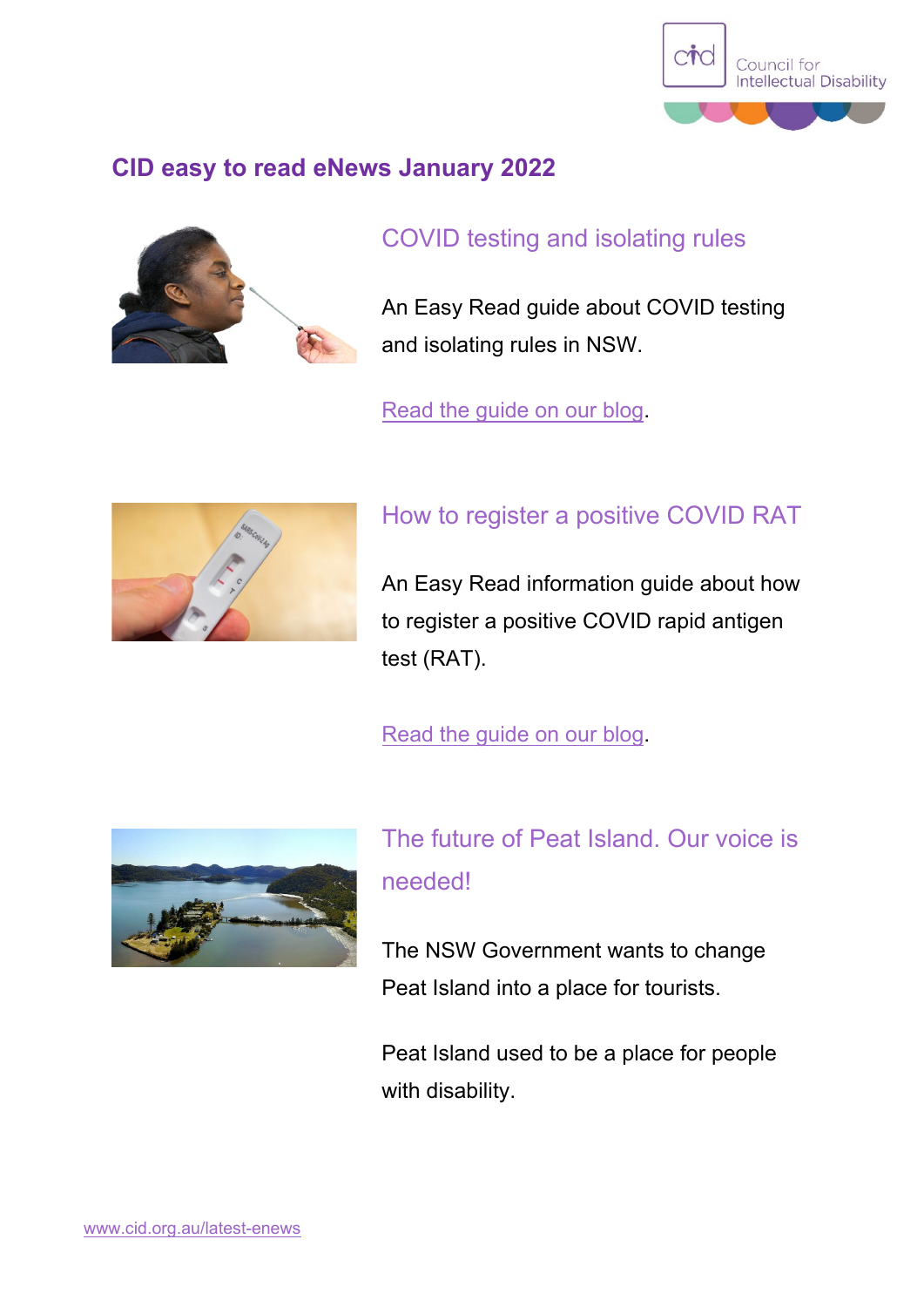# CID easy to read eNews January 2022

## COVID testing and isolating rules

An Easy Read guide about COVID testing and isolating rules in NSW.

Read the guide on our blog.

## How to register a positive COVID RAT

An Easy Read information guide about how to register a positive COVID rapid antigen test (RAT).

Read the guide on our blog.

## The future of Peat Island. Our voice is needed!

The NSW Government wants to change Peat Island into a place for tourists.

Peat Island used to be a place for people with disability.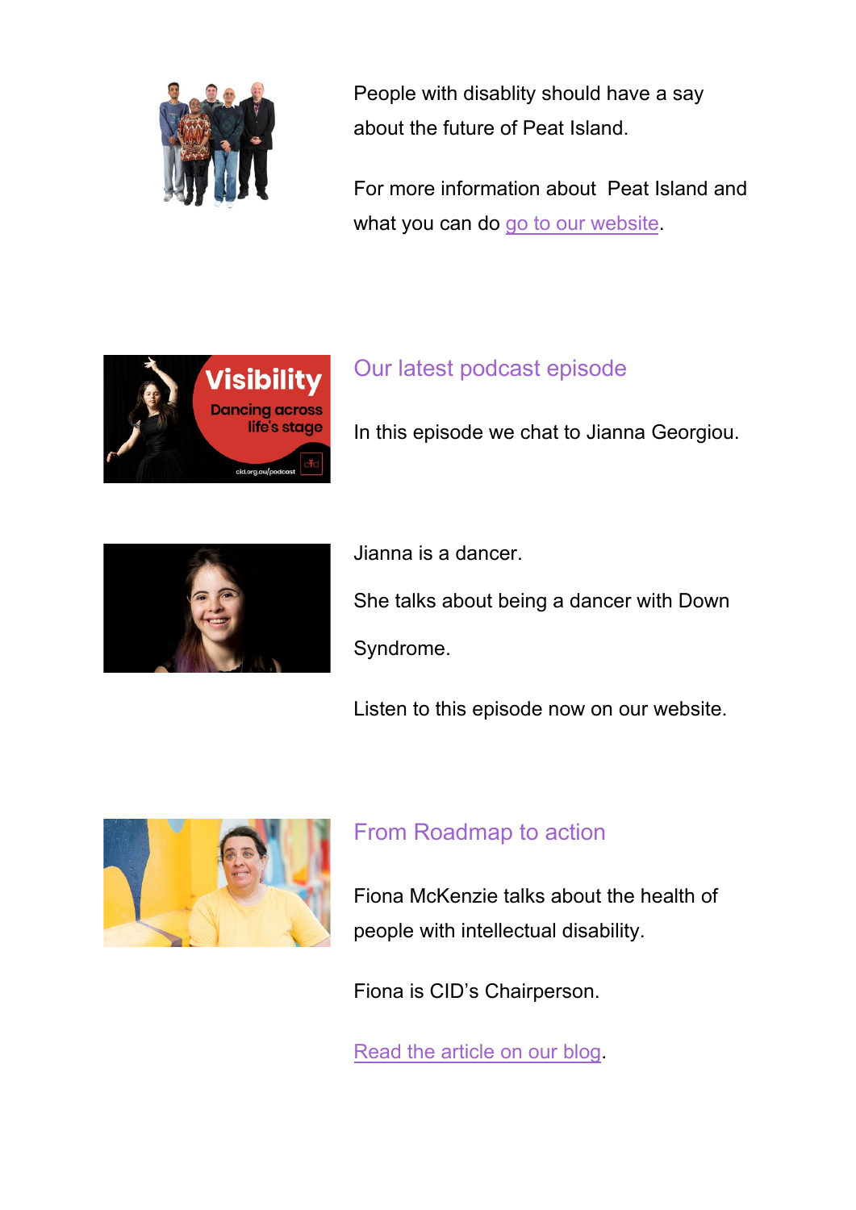People with disablity should have a say about the future of Peat Island.

For more information about  Peat Island and what you can do go to our website.

## Our latest podcast episode

In this episode we chat to Jianna Georgiou.

Jianna is a dancer.

She talks about being a dancer with Down Syndrome.

Listen to this episode now on our website.

## From Roadmap to action

Fiona McKenzie talks about the health of people with intellectual disability.

Fiona is CID’s Chairperson.

Read the article on our blog.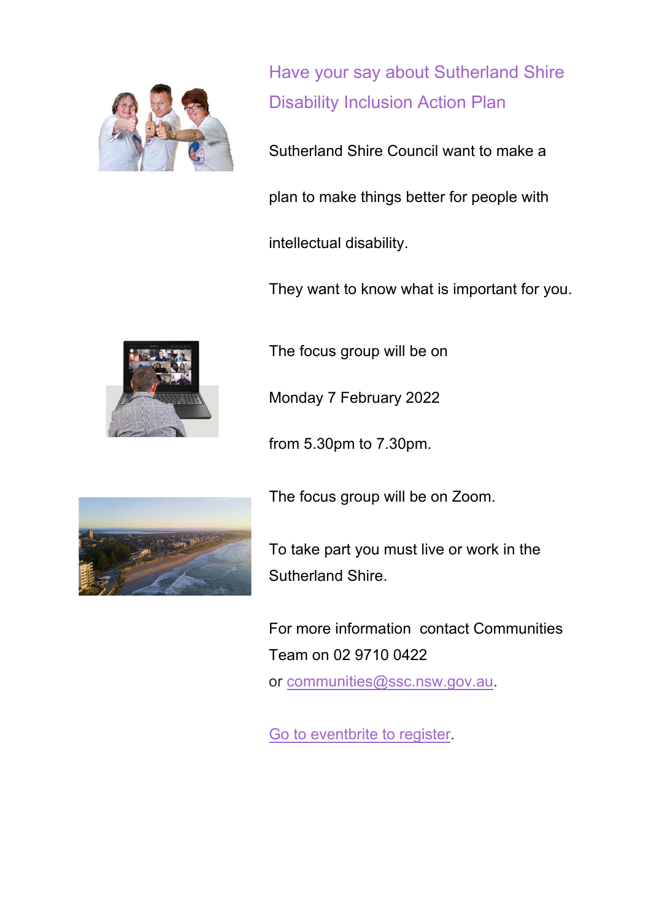## Have your say about Sutherland Shire Disability Inclusion Action Plan

Sutherland Shire Council want to make a

plan to make things better for people with

intellectual disability.

They want to know what is important for you.

The focus group will be on

Monday 7 February 2022

from 5.30pm to 7.30pm.

The focus group will be on Zoom.

To take part you must live or work in the Sutherland Shire.

For more information contact Communities Team on 02 9710 0422
or communities@ssc.nsw.gov.au.

Go to eventbrite to register.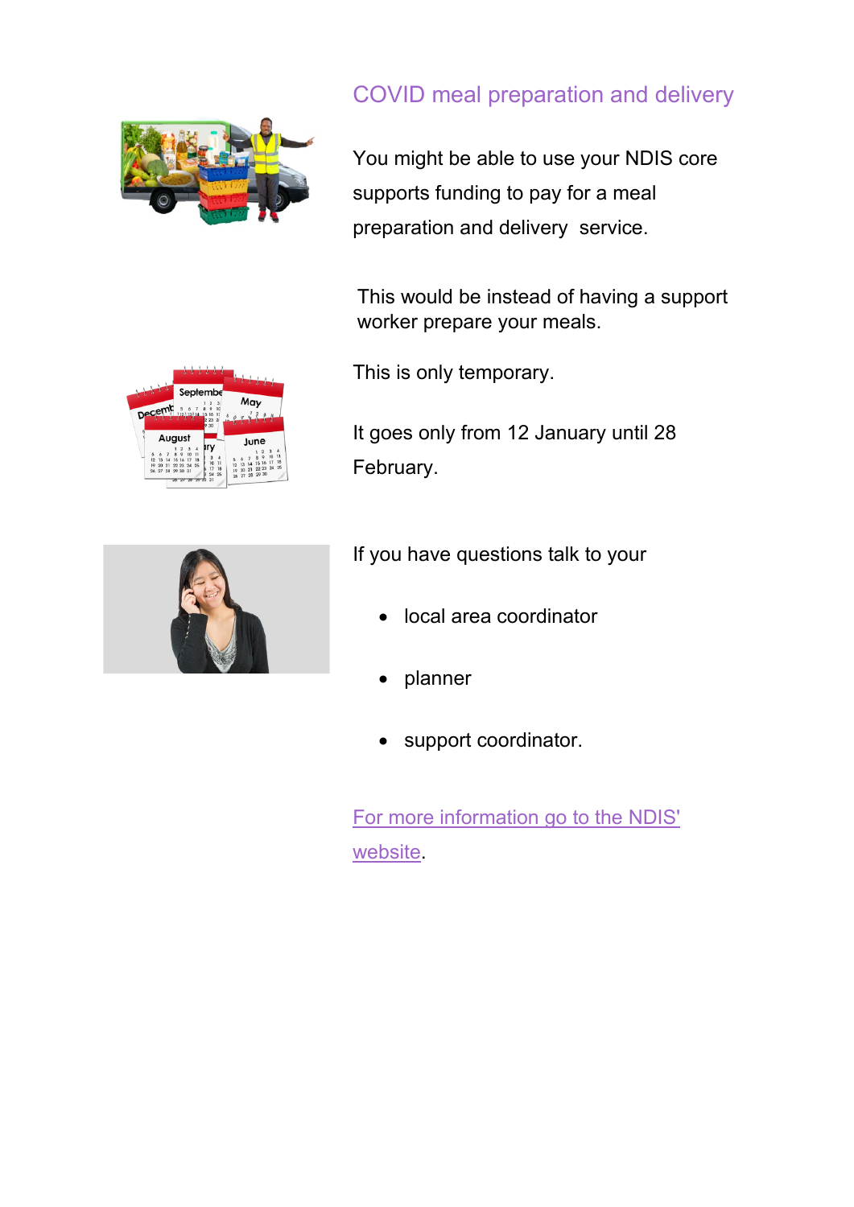## COVID meal preparation and delivery

You might be able to use your NDIS core supports funding to pay for a meal preparation and delivery service.

This would be instead of having a support worker prepare your meals.

This is only temporary.

It goes only from 12 January until 28 February.

If you have questions talk to your

- local area coordinator
- planner
- support coordinator.

For more information go to the NDIS' website.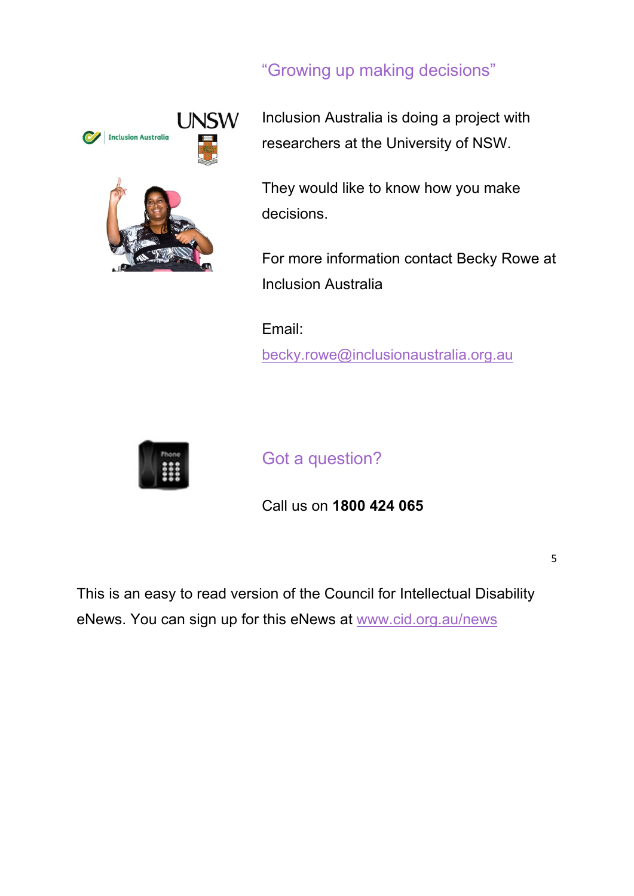## "Growing up making decisions"

Inclusion Australia is doing a project with researchers at the University of NSW.

They would like to know how you make decisions.

For more information contact Becky Rowe at Inclusion Australia

Email:
[becky.rowe@inclusionaustralia.org.au](mailto:becky.rowe@inclusionaustralia.org.au)

## Got a question?

Call us on **1800 424 065**

This is an easy to read version of the Council for Intellectual Disability eNews. You can sign up for this eNews at [www.cid.org.au/news](http://www.cid.org.au/news)